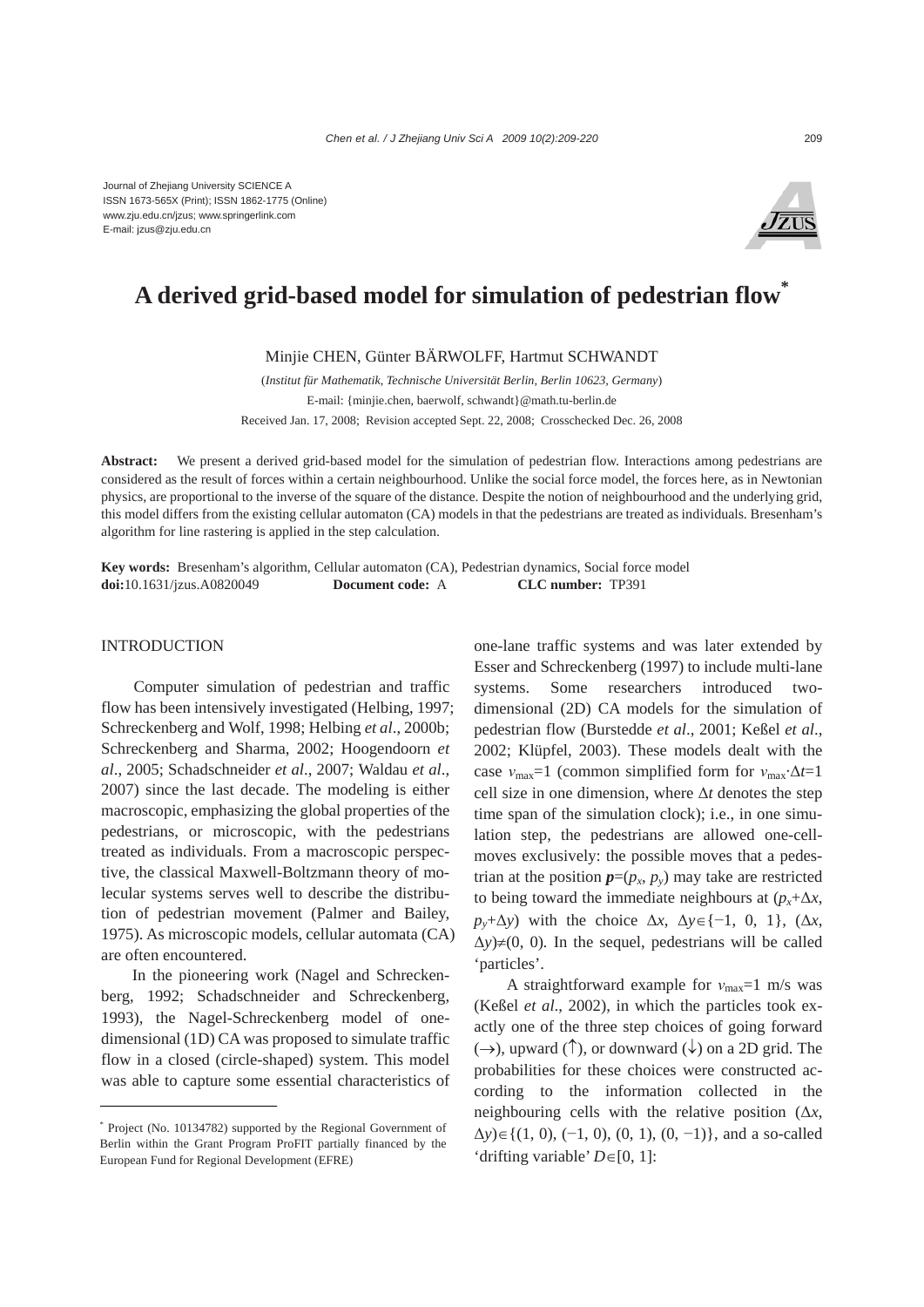Journal of Zhejiang University SCIENCE A
ISSN 1673-565X (Print); ISSN 1862-1775 (Online)
www.zju.edu.cn/jzus; www.springerlink.com
E-mail: jzus@zju.edu.cn

# A derived grid-based model for simulation of pedestrian flow*

Minjie CHEN, Günter BÄRWOLFF, Hartmut SCHWANDT

(*Institut für Mathematik, Technische Universität Berlin, Berlin 10623, Germany*)

E-mail: {minjie.chen, baerwolf, schwandt}@math.tu-berlin.de

Received Jan. 17, 2008; Revision accepted Sept. 22, 2008; Crosschecked Dec. 26, 2008

**Abstract:** We present a derived grid-based model for the simulation of pedestrian flow. Interactions among pedestrians are considered as the result of forces within a certain neighbourhood. Unlike the social force model, the forces here, as in Newtonian physics, are proportional to the inverse of the square of the distance. Despite the notion of neighbourhood and the underlying grid, this model differs from the existing cellular automaton (CA) models in that the pedestrians are treated as individuals. Bresenham's algorithm for line rastering is applied in the step calculation.

**Key words:** Bresenham's algorithm, Cellular automaton (CA), Pedestrian dynamics, Social force model

**doi:**10.1631/jzus.A0820049 **Document code:** A **CLC number:** TP391

## INTRODUCTION

Computer simulation of pedestrian and traffic flow has been intensively investigated (Helbing, 1997; Schreckenberg and Wolf, 1998; Helbing *et al*., 2000b; Schreckenberg and Sharma, 2002; Hoogendoorn *et al*., 2005; Schadschneider *et al*., 2007; Waldau *et al*., 2007) since the last decade. The modeling is either macroscopic, emphasizing the global properties of the pedestrians, or microscopic, with the pedestrians treated as individuals. From a macroscopic perspective, the classical Maxwell-Boltzmann theory of molecular systems serves well to describe the distribution of pedestrian movement (Palmer and Bailey, 1975). As microscopic models, cellular automata (CA) are often encountered.

In the pioneering work (Nagel and Schreckenberg, 1992; Schadschneider and Schreckenberg, 1993), the Nagel-Schreckenberg model of one-dimensional (1D) CA was proposed to simulate traffic flow in a closed (circle-shaped) system. This model was able to capture some essential characteristics of one-lane traffic systems and was later extended by Esser and Schreckenberg (1997) to include multi-lane systems. Some researchers introduced two-dimensional (2D) CA models for the simulation of pedestrian flow (Burstedde *et al*., 2001; Keßel *et al*., 2002; Klüpfel, 2003). These models dealt with the case $v_{max}=1$ (common simplified form for $v_{max}\cdot\Delta t=1$ cell size in one dimension, where $\Delta t$ denotes the step time span of the simulation clock); i.e., in one simulation step, the pedestrians are allowed one-cell-moves exclusively: the possible moves that a pedestrian at the position $\boldsymbol{p}=(p_x, p_y)$ may take are restricted to being toward the immediate neighbours at $(p_x+\Delta x, p_y+\Delta y)$ with the choice $\Delta x, \Delta y\in\{-1, 0, 1\}$, $(\Delta x, \Delta y)\neq(0, 0)$. In the sequel, pedestrians will be called 'particles'.

A straightforward example for $v_{max}=1$ m/s was (Keßel *et al*., 2002), in which the particles took exactly one of the three step choices of going forward (→), upward (↑), or downward (↓) on a 2D grid. The probabilities for these choices were constructed according to the information collected in the neighbouring cells with the relative position $(\Delta x, \Delta y)\in\{(1, 0), (-1, 0), (0, 1), (0, -1)\}$, and a so-called 'drifting variable' $D\in[0, 1]$:

---

* Project (No. 10134782) supported by the Regional Government of Berlin within the Grant Program ProFIT partially financed by the European Fund for Regional Development (EFRE)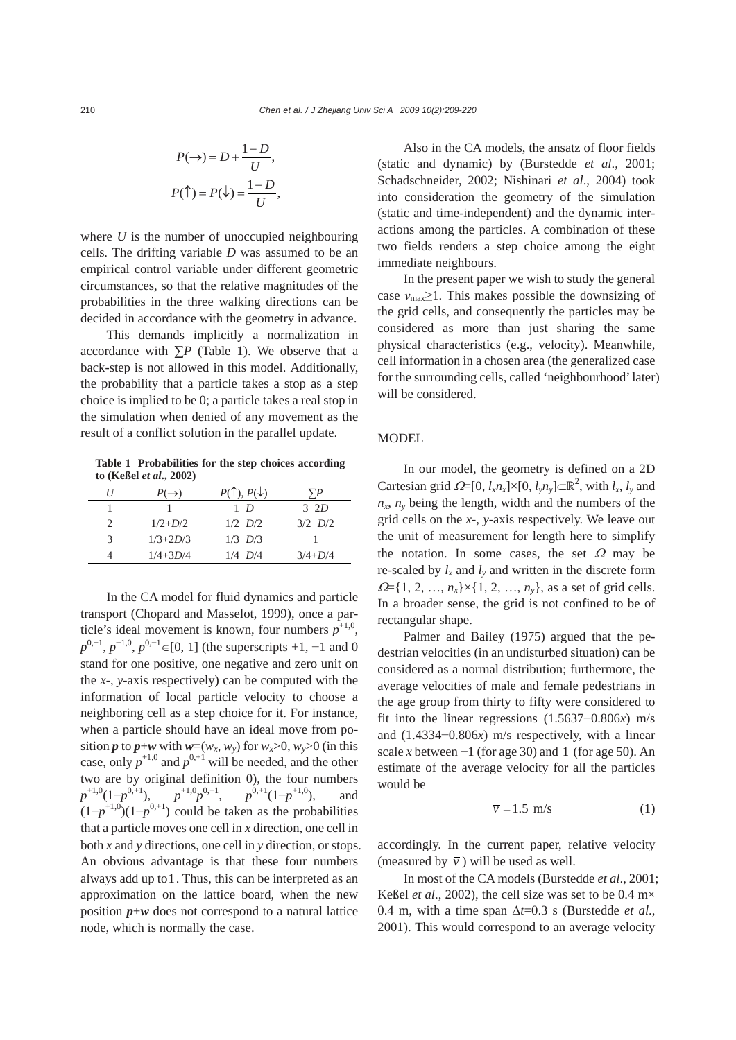$$P(\rightarrow) = D + \frac{1-D}{U},$$

$$P(\uparrow) = P(\downarrow) = \frac{1-D}{U},$$

where $U$ is the number of unoccupied neighbouring cells. The drifting variable $D$ was assumed to be an empirical control variable under different geometric circumstances, so that the relative magnitudes of the probabilities in the three walking directions can be decided in accordance with the geometry in advance.

This demands implicitly a normalization in accordance with $\sum P$ (Table 1). We observe that a back-step is not allowed in this model. Additionally, the probability that a particle takes a stop as a step choice is implied to be 0; a particle takes a real stop in the simulation when denied of any movement as the result of a conflict solution in the parallel update.

**Table 1 Probabilities for the step choices according to (Keßel *et al*., 2002)**

| $U$ | $P(\rightarrow)$ | $P(\uparrow)$, $P(\downarrow)$ | $\sum P$ |
|---|---|---|---|
| 1 | 1 | $1-D$ | $3-2D$ |
| 2 | $1/2+D/2$ | $1/2-D/2$ | $3/2-D/2$ |
| 3 | $1/3+2D/3$ | $1/3-D/3$ | 1 |
| 4 | $1/4+3D/4$ | $1/4-D/4$ | $3/4+D/4$ |

In the CA model for fluid dynamics and particle transport (Chopard and Masselot, 1999), once a particle's ideal movement is known, four numbers $p^{+1,0}$, $p^{0,+1}$, $p^{-1,0}$, $p^{0,-1} \in [0, 1]$ (the superscripts +1, −1 and 0 stand for one positive, one negative and zero unit on the $x$-, $y$-axis respectively) can be computed with the information of local particle velocity to choose a neighboring cell as a step choice for it. For instance, when a particle should have an ideal move from position $\boldsymbol{p}$ to $\boldsymbol{p}+\boldsymbol{w}$ with $\boldsymbol{w}=(w_x, w_y)$ for $w_x>0$, $w_y>0$ (in this case, only $p^{+1,0}$ and $p^{0,+1}$ will be needed, and the other two are by original definition 0), the four numbers $p^{+1,0}(1-p^{0,+1})$, $p^{+1,0}p^{0,+1}$, $p^{0,+1}(1-p^{+1,0})$, and $(1-p^{+1,0})(1-p^{0,+1})$ could be taken as the probabilities that a particle moves one cell in $x$ direction, one cell in both $x$ and $y$ directions, one cell in $y$ direction, or stops. An obvious advantage is that these four numbers always add up to 1. Thus, this can be interpreted as an approximation on the lattice board, when the new position $\boldsymbol{p}+\boldsymbol{w}$ does not correspond to a natural lattice node, which is normally the case.

Also in the CA models, the ansatz of floor fields (static and dynamic) by (Burstedde *et al*., 2001; Schadschneider, 2002; Nishinari *et al*., 2004) took into consideration the geometry of the simulation (static and time-independent) and the dynamic interactions among the particles. A combination of these two fields renders a step choice among the eight immediate neighbours.

In the present paper we wish to study the general case $v_{\max} \geq 1$. This makes possible the downsizing of the grid cells, and consequently the particles may be considered as more than just sharing the same physical characteristics (e.g., velocity). Meanwhile, cell information in a chosen area (the generalized case for the surrounding cells, called 'neighbourhood' later) will be considered.

## MODEL

In our model, the geometry is defined on a 2D Cartesian grid $\Omega=[0, l_x n_x]\times[0, l_y n_y]\subset\mathbb{R}^2$, with $l_x$, $l_y$ and $n_x$, $n_y$ being the length, width and the numbers of the grid cells on the $x$-, $y$-axis respectively. We leave out the unit of measurement for length here to simplify the notation. In some cases, the set $\Omega$ may be re-scaled by $l_x$ and $l_y$ and written in the discrete form $\Omega=\{1, 2, \ldots, n_x\}\times\{1, 2, \ldots, n_y\}$, as a set of grid cells. In a broader sense, the grid is not confined to be of rectangular shape.

Palmer and Bailey (1975) argued that the pedestrian velocities (in an undisturbed situation) can be considered as a normal distribution; furthermore, the average velocities of male and female pedestrians in the age group from thirty to fifty were considered to fit into the linear regressions $(1.5637-0.806x)$ m/s and $(1.4334-0.806x)$ m/s respectively, with a linear scale $x$ between −1 (for age 30) and 1 (for age 50). An estimate of the average velocity for all the particles would be

$$\bar{v} = 1.5 \text{ m/s} \tag{1}$$

accordingly. In the current paper, relative velocity (measured by $\bar{v}$) will be used as well.

In most of the CA models (Burstedde *et al*., 2001; Keßel *et al*., 2002), the cell size was set to be 0.4 m× 0.4 m, with a time span $\Delta t$=0.3 s (Burstedde *et al*., 2001). This would correspond to an average velocity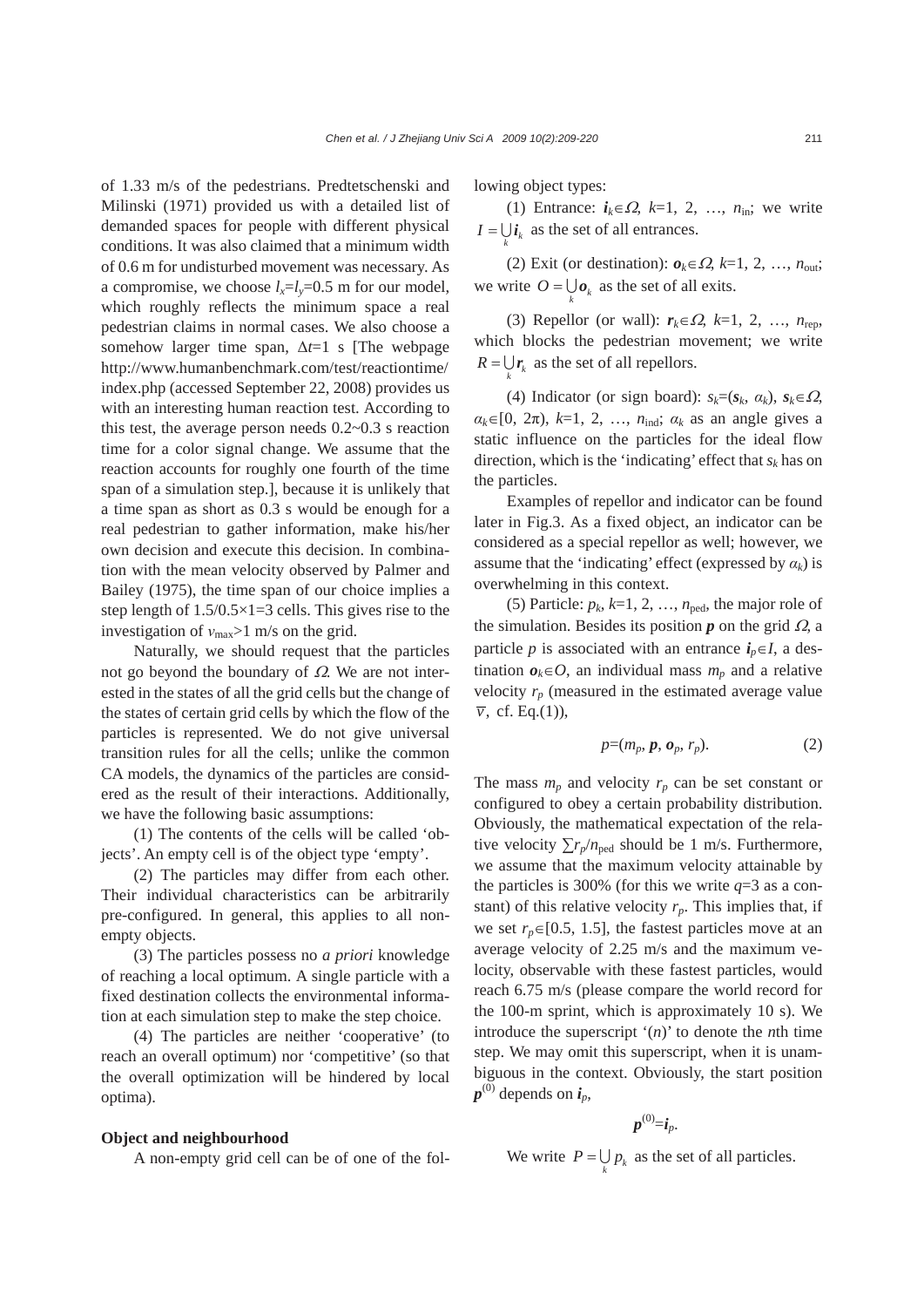of 1.33 m/s of the pedestrians. Predtetschenski and Milinski (1971) provided us with a detailed list of demanded spaces for people with different physical conditions. It was also claimed that a minimum width of 0.6 m for undisturbed movement was necessary. As a compromise, we choose $l_x=l_y=0.5$ m for our model, which roughly reflects the minimum space a real pedestrian claims in normal cases. We also choose a somehow larger time span, $\Delta t=1$ s [The webpage http://www.humanbenchmark.com/test/reactiontime/index.php (accessed September 22, 2008) provides us with an interesting human reaction test. According to this test, the average person needs 0.2~0.3 s reaction time for a color signal change. We assume that the reaction accounts for roughly one fourth of the time span of a simulation step.], because it is unlikely that a time span as short as 0.3 s would be enough for a real pedestrian to gather information, make his/her own decision and execute this decision. In combination with the mean velocity observed by Palmer and Bailey (1975), the time span of our choice implies a step length of 1.5/0.5×1=3 cells. This gives rise to the investigation of $v_{\max}>1$ m/s on the grid.

Naturally, we should request that the particles not go beyond the boundary of $\Omega$. We are not interested in the states of all the grid cells but the change of the states of certain grid cells by which the flow of the particles is represented. We do not give universal transition rules for all the cells; unlike the common CA models, the dynamics of the particles are considered as the result of their interactions. Additionally, we have the following basic assumptions:

(1) The contents of the cells will be called 'objects'. An empty cell is of the object type 'empty'.

(2) The particles may differ from each other. Their individual characteristics can be arbitrarily pre-configured. In general, this applies to all non-empty objects.

(3) The particles possess no *a priori* knowledge of reaching a local optimum. A single particle with a fixed destination collects the environmental information at each simulation step to make the step choice.

(4) The particles are neither 'cooperative' (to reach an overall optimum) nor 'competitive' (so that the overall optimization will be hindered by local optima).

**Object and neighbourhood**

A non-empty grid cell can be of one of the following object types:

(1) Entrance: $\boldsymbol{i}_k\in\Omega$, $k=1, 2, \ldots, n_{\text{in}}$; we write $I=\bigcup_k \boldsymbol{i}_k$ as the set of all entrances.

(2) Exit (or destination): $\boldsymbol{o}_k\in\Omega$, $k=1, 2, \ldots, n_{\text{out}}$; we write $O=\bigcup_k \boldsymbol{o}_k$ as the set of all exits.

(3) Repellor (or wall): $\boldsymbol{r}_k\in\Omega$, $k=1, 2, \ldots, n_{\text{rep}}$, which blocks the pedestrian movement; we write $R=\bigcup_k \boldsymbol{r}_k$ as the set of all repellors.

(4) Indicator (or sign board): $s_k=(\boldsymbol{s}_k, \alpha_k)$, $\boldsymbol{s}_k\in\Omega$, $\alpha_k\in[0, 2\pi)$, $k=1, 2, \ldots, n_{\text{ind}}$; $\alpha_k$ as an angle gives a static influence on the particles for the ideal flow direction, which is the 'indicating' effect that $s_k$ has on the particles.

Examples of repellor and indicator can be found later in Fig.3. As a fixed object, an indicator can be considered as a special repellor as well; however, we assume that the 'indicating' effect (expressed by $\alpha_k$) is overwhelming in this context.

(5) Particle: $p_k$, $k=1, 2, \ldots, n_{\text{ped}}$, the major role of the simulation. Besides its position $\boldsymbol{p}$ on the grid $\Omega$, a particle $p$ is associated with an entrance $\boldsymbol{i}_p\in I$, a destination $\boldsymbol{o}_k\in O$, an individual mass $m_p$ and a relative velocity $r_p$ (measured in the estimated average value $\overline{v}$, cf. Eq.(1)),

$$p=(m_p, \boldsymbol{p}, \boldsymbol{o}_p, r_p). \tag{2}$$

The mass $m_p$ and velocity $r_p$ can be set constant or configured to obey a certain probability distribution. Obviously, the mathematical expectation of the relative velocity $\sum r_p/n_{\text{ped}}$ should be 1 m/s. Furthermore, we assume that the maximum velocity attainable by the particles is 300% (for this we write $q=3$ as a constant) of this relative velocity $r_p$. This implies that, if we set $r_p\in[0.5, 1.5]$, the fastest particles move at an average velocity of 2.25 m/s and the maximum velocity, observable with these fastest particles, would reach 6.75 m/s (please compare the world record for the 100-m sprint, which is approximately 10 s). We introduce the superscript '($n$)' to denote the $n$th time step. We may omit this superscript, when it is unambiguous in the context. Obviously, the start position $\boldsymbol{p}^{(0)}$ depends on $\boldsymbol{i}_p$,

$$\boldsymbol{p}^{(0)}=\boldsymbol{i}_p.$$

We write $P=\bigcup_k p_k$ as the set of all particles.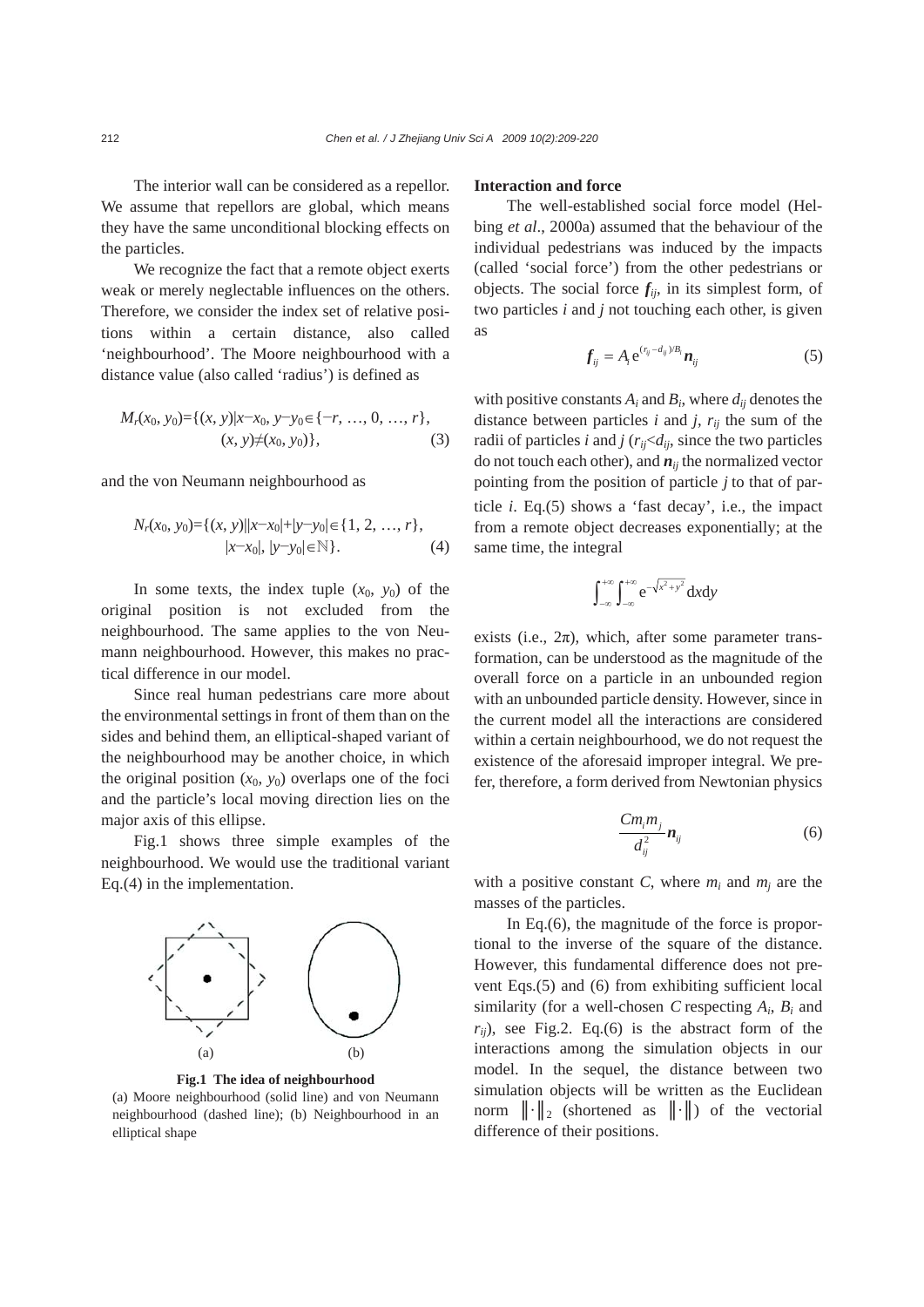The interior wall can be considered as a repellor. We assume that repellors are global, which means they have the same unconditional blocking effects on the particles.

We recognize the fact that a remote object exerts weak or merely neglectable influences on the others. Therefore, we consider the index set of relative positions within a certain distance, also called 'neighbourhood'. The Moore neighbourhood with a distance value (also called 'radius') is defined as

$$M_r(x_0, y_0)=\{(x, y)|x-x_0, y-y_0\in\{-r, \ldots, 0, \ldots, r\}, (x, y)\neq(x_0, y_0)\}, \quad (3)$$

and the von Neumann neighbourhood as

$$N_r(x_0, y_0)=\{(x, y)||x-x_0|+|y-y_0|\in\{1, 2, \ldots, r\}, |x-x_0|, |y-y_0|\in\mathbb{N}\}. \quad (4)$$

In some texts, the index tuple $(x_0, y_0)$ of the original position is not excluded from the neighbourhood. The same applies to the von Neumann neighbourhood. However, this makes no practical difference in our model.

Since real human pedestrians care more about the environmental settings in front of them than on the sides and behind them, an elliptical-shaped variant of the neighbourhood may be another choice, in which the original position $(x_0, y_0)$ overlaps one of the foci and the particle's local moving direction lies on the major axis of this ellipse.

Fig.1 shows three simple examples of the neighbourhood. We would use the traditional variant Eq.(4) in the implementation.

**Fig.1 The idea of neighbourhood**

(a) Moore neighbourhood (solid line) and von Neumann neighbourhood (dashed line); (b) Neighbourhood in an elliptical shape

**Interaction and force**

The well-established social force model (Helbing *et al*., 2000a) assumed that the behaviour of the individual pedestrians was induced by the impacts (called 'social force') from the other pedestrians or objects. The social force $\boldsymbol{f}_{ij}$, in its simplest form, of two particles *i* and *j* not touching each other, is given as

$$\boldsymbol{f}_{ij} = A_i \mathrm{e}^{(r_{ij}-d_{ij})/B_i} \boldsymbol{n}_{ij} \quad (5)$$

with positive constants $A_i$ and $B_i$, where $d_{ij}$ denotes the distance between particles *i* and *j*, $r_{ij}$ the sum of the radii of particles *i* and *j* ($r_{ij}<d_{ij}$, since the two particles do not touch each other), and $\boldsymbol{n}_{ij}$ the normalized vector pointing from the position of particle *j* to that of particle *i*. Eq.(5) shows a 'fast decay', i.e., the impact from a remote object decreases exponentially; at the same time, the integral

$$\int_{-\infty}^{+\infty}\int_{-\infty}^{+\infty} \mathrm{e}^{-\sqrt{x^2+y^2}} \mathrm{d}x\mathrm{d}y$$

exists (i.e., $2\pi$), which, after some parameter transformation, can be understood as the magnitude of the overall force on a particle in an unbounded region with an unbounded particle density. However, since in the current model all the interactions are considered within a certain neighbourhood, we do not request the existence of the aforesaid improper integral. We prefer, therefore, a form derived from Newtonian physics

$$\frac{Cm_i m_j}{d_{ij}^2} \boldsymbol{n}_{ij} \quad (6)$$

with a positive constant *C*, where $m_i$ and $m_j$ are the masses of the particles.

In Eq.(6), the magnitude of the force is proportional to the inverse of the square of the distance. However, this fundamental difference does not prevent Eqs.(5) and (6) from exhibiting sufficient local similarity (for a well-chosen *C* respecting $A_i$, $B_i$ and $r_{ij}$), see Fig.2. Eq.(6) is the abstract form of the interactions among the simulation objects in our model. In the sequel, the distance between two simulation objects will be written as the Euclidean norm $\|\cdot\|_2$ (shortened as $\|\cdot\|$) of the vectorial difference of their positions.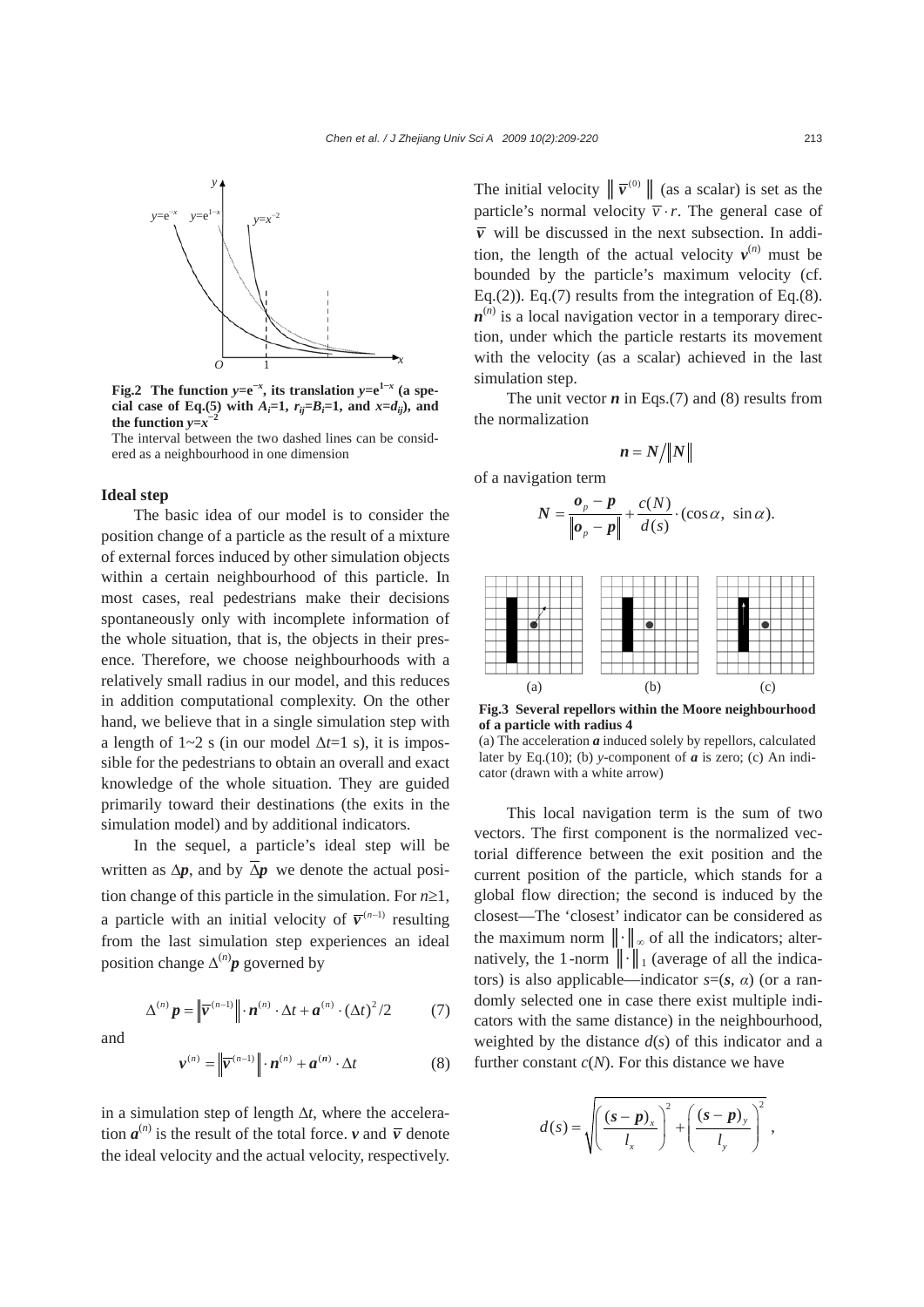**Fig.2 The function $y=e^{-x}$, its translation $y=e^{1-x}$ (a special case of Eq.(5) with $A_i=1$, $r_{ij}=B_i=1$, and $x=d_{ij}$), and the function $y=x^{-2}$**

The interval between the two dashed lines can be considered as a neighbourhood in one dimension

### Ideal step

The basic idea of our model is to consider the position change of a particle as the result of a mixture of external forces induced by other simulation objects within a certain neighbourhood of this particle. In most cases, real pedestrians make their decisions spontaneously only with incomplete information of the whole situation, that is, the objects in their presence. Therefore, we choose neighbourhoods with a relatively small radius in our model, and this reduces in addition computational complexity. On the other hand, we believe that in a single simulation step with a length of 1~2 s (in our model $\Delta t$=1 s), it is impossible for the pedestrians to obtain an overall and exact knowledge of the whole situation. They are guided primarily toward their destinations (the exits in the simulation model) and by additional indicators.

In the sequel, a particle's ideal step will be written as $\Delta\boldsymbol{p}$, and by $\overline{\Delta}\boldsymbol{p}$ we denote the actual position change of this particle in the simulation. For $n\geq 1$, a particle with an initial velocity of $\overline{\boldsymbol{v}}^{(n-1)}$ resulting from the last simulation step experiences an ideal position change $\Delta^{(n)}\boldsymbol{p}$ governed by

$$\Delta^{(n)}\boldsymbol{p}=\left\|\overline{\boldsymbol{v}}^{(n-1)}\right\|\cdot\boldsymbol{n}^{(n)}\cdot\Delta t+\boldsymbol{a}^{(n)}\cdot(\Delta t)^2/2 \tag{7}$$

and

$$\boldsymbol{v}^{(n)}=\left\|\overline{\boldsymbol{v}}^{(n-1)}\right\|\cdot\boldsymbol{n}^{(n)}+\boldsymbol{a}^{(n)}\cdot\Delta t \tag{8}$$

in a simulation step of length $\Delta t$, where the acceleration $\boldsymbol{a}^{(n)}$ is the result of the total force. $\boldsymbol{v}$ and $\overline{\boldsymbol{v}}$ denote the ideal velocity and the actual velocity, respectively. The initial velocity $\left\|\overline{\boldsymbol{v}}^{(0)}\right\|$ (as a scalar) is set as the particle's normal velocity $\overline{v}\cdot r$. The general case of $\overline{\boldsymbol{v}}$ will be discussed in the next subsection. In addition, the length of the actual velocity $\boldsymbol{v}^{(n)}$ must be bounded by the particle's maximum velocity (cf. Eq.(2)). Eq.(7) results from the integration of Eq.(8). $\boldsymbol{n}^{(n)}$ is a local navigation vector in a temporary direction, under which the particle restarts its movement with the velocity (as a scalar) achieved in the last simulation step.

The unit vector $\boldsymbol{n}$ in Eqs.(7) and (8) results from the normalization

$$\boldsymbol{n}=\boldsymbol{N}/\|\boldsymbol{N}\|$$

of a navigation term

$$\boldsymbol{N}=\frac{\boldsymbol{o}_p-\boldsymbol{p}}{\|\boldsymbol{o}_p-\boldsymbol{p}\|}+\frac{c(N)}{d(s)}\cdot(\cos\alpha,\ \sin\alpha).$$

**Fig.3 Several repellors within the Moore neighbourhood of a particle with radius 4**

(a) The acceleration $\boldsymbol{a}$ induced solely by repellors, calculated later by Eq.(10); (b) $y$-component of $\boldsymbol{a}$ is zero; (c) An indicator (drawn with a white arrow)

This local navigation term is the sum of two vectors. The first component is the normalized vectorial difference between the exit position and the current position of the particle, which stands for a global flow direction; the second is induced by the closest—The 'closest' indicator can be considered as the maximum norm $\|\cdot\|_\infty$ of all the indicators; alternatively, the 1-norm $\|\cdot\|_1$ (average of all the indicators) is also applicable—indicator $s=(\boldsymbol{s},\alpha)$ (or a randomly selected one in case there exist multiple indicators with the same distance) in the neighbourhood, weighted by the distance $d(s)$ of this indicator and a further constant $c(N)$. For this distance we have

$$d(s)=\sqrt{\left(\frac{(\boldsymbol{s}-\boldsymbol{p})_x}{l_x}\right)^2+\left(\frac{(\boldsymbol{s}-\boldsymbol{p})_y}{l_y}\right)^2},$$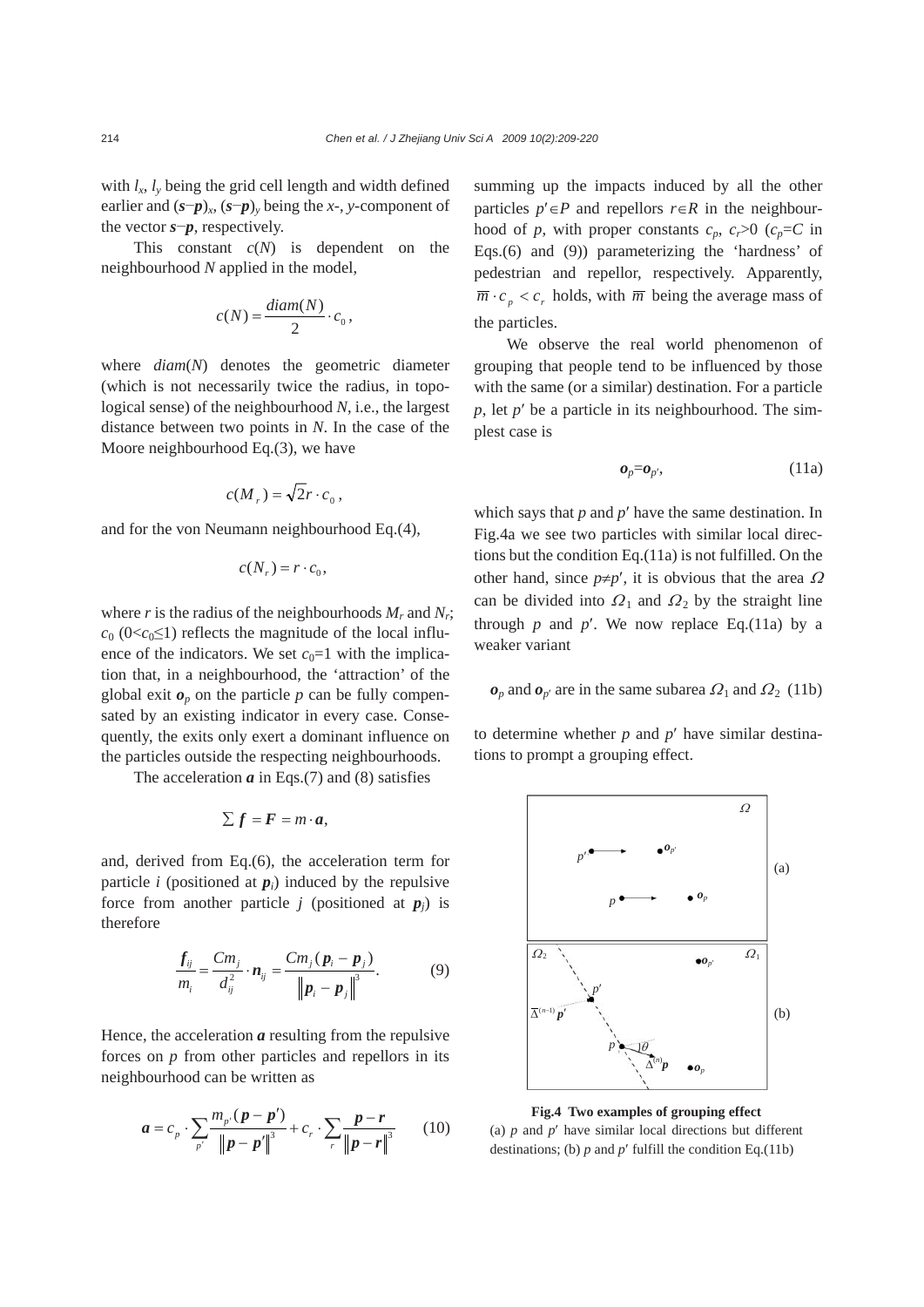with $l_x$, $l_y$ being the grid cell length and width defined earlier and $(\boldsymbol{s}-\boldsymbol{p})_x$, $(\boldsymbol{s}-\boldsymbol{p})_y$ being the $x$-, $y$-component of the vector $\boldsymbol{s}-\boldsymbol{p}$, respectively.

This constant $c(N)$ is dependent on the neighbourhood $N$ applied in the model,

$$c(N) = \frac{diam(N)}{2} \cdot c_0,$$

where $diam(N)$ denotes the geometric diameter (which is not necessarily twice the radius, in topological sense) of the neighbourhood $N$, i.e., the largest distance between two points in $N$. In the case of the Moore neighbourhood Eq.(3), we have

$$c(M_r) = \sqrt{2}r \cdot c_0,$$

and for the von Neumann neighbourhood Eq.(4),

$$c(N_r) = r \cdot c_0,$$

where $r$ is the radius of the neighbourhoods $M_r$ and $N_r$; $c_0$ ($0<c_0\leq 1$) reflects the magnitude of the local influence of the indicators. We set $c_0=1$ with the implication that, in a neighbourhood, the 'attraction' of the global exit $\boldsymbol{o}_p$ on the particle $p$ can be fully compensated by an existing indicator in every case. Consequently, the exits only exert a dominant influence on the particles outside the respecting neighbourhoods.

The acceleration $\boldsymbol{a}$ in Eqs.(7) and (8) satisfies

$$\sum \boldsymbol{f} = \boldsymbol{F} = m \cdot \boldsymbol{a},$$

and, derived from Eq.(6), the acceleration term for particle $i$ (positioned at $\boldsymbol{p}_i$) induced by the repulsive force from another particle $j$ (positioned at $\boldsymbol{p}_j$) is therefore

$$\frac{\boldsymbol{f}_{ij}}{m_i} = \frac{Cm_j}{d_{ij}^2} \cdot \boldsymbol{n}_{ij} = \frac{Cm_j(\boldsymbol{p}_i - \boldsymbol{p}_j)}{\left\|\boldsymbol{p}_i - \boldsymbol{p}_j\right\|^3}. \tag{9}$$

Hence, the acceleration $\boldsymbol{a}$ resulting from the repulsive forces on $p$ from other particles and repellors in its neighbourhood can be written as

$$\boldsymbol{a} = c_p \cdot \sum_{p'} \frac{m_{p'}(\boldsymbol{p} - \boldsymbol{p}')}{\left\|\boldsymbol{p} - \boldsymbol{p}'\right\|^3} + c_r \cdot \sum_{r} \frac{\boldsymbol{p} - \boldsymbol{r}}{\left\|\boldsymbol{p} - \boldsymbol{r}\right\|^3} \tag{10}$$

summing up the impacts induced by all the other particles $p'\in P$ and repellors $r\in R$ in the neighbourhood of $p$, with proper constants $c_p$, $c_r>0$ ($c_p=C$ in Eqs.(6) and (9)) parameterizing the 'hardness' of pedestrian and repellor, respectively. Apparently, $\overline{m} \cdot c_p < c_r$ holds, with $\overline{m}$ being the average mass of the particles.

We observe the real world phenomenon of grouping that people tend to be influenced by those with the same (or a similar) destination. For a particle $p$, let $p'$ be a particle in its neighbourhood. The simplest case is

$$\boldsymbol{o}_p = \boldsymbol{o}_{p'}, \tag{11a}$$

which says that $p$ and $p'$ have the same destination. In Fig.4a we see two particles with similar local directions but the condition Eq.(11a) is not fulfilled. On the other hand, since $p\neq p'$, it is obvious that the area $\Omega$ can be divided into $\Omega_1$ and $\Omega_2$ by the straight line through $p$ and $p'$. We now replace Eq.(11a) by a weaker variant

$\boldsymbol{o}_p$ and $\boldsymbol{o}_{p'}$ are in the same subarea $\Omega_1$ and $\Omega_2$ (11b)

to determine whether $p$ and $p'$ have similar destinations to prompt a grouping effect.

**Fig.4 Two examples of grouping effect**
(a) $p$ and $p'$ have similar local directions but different destinations; (b) $p$ and $p'$ fulfill the condition Eq.(11b)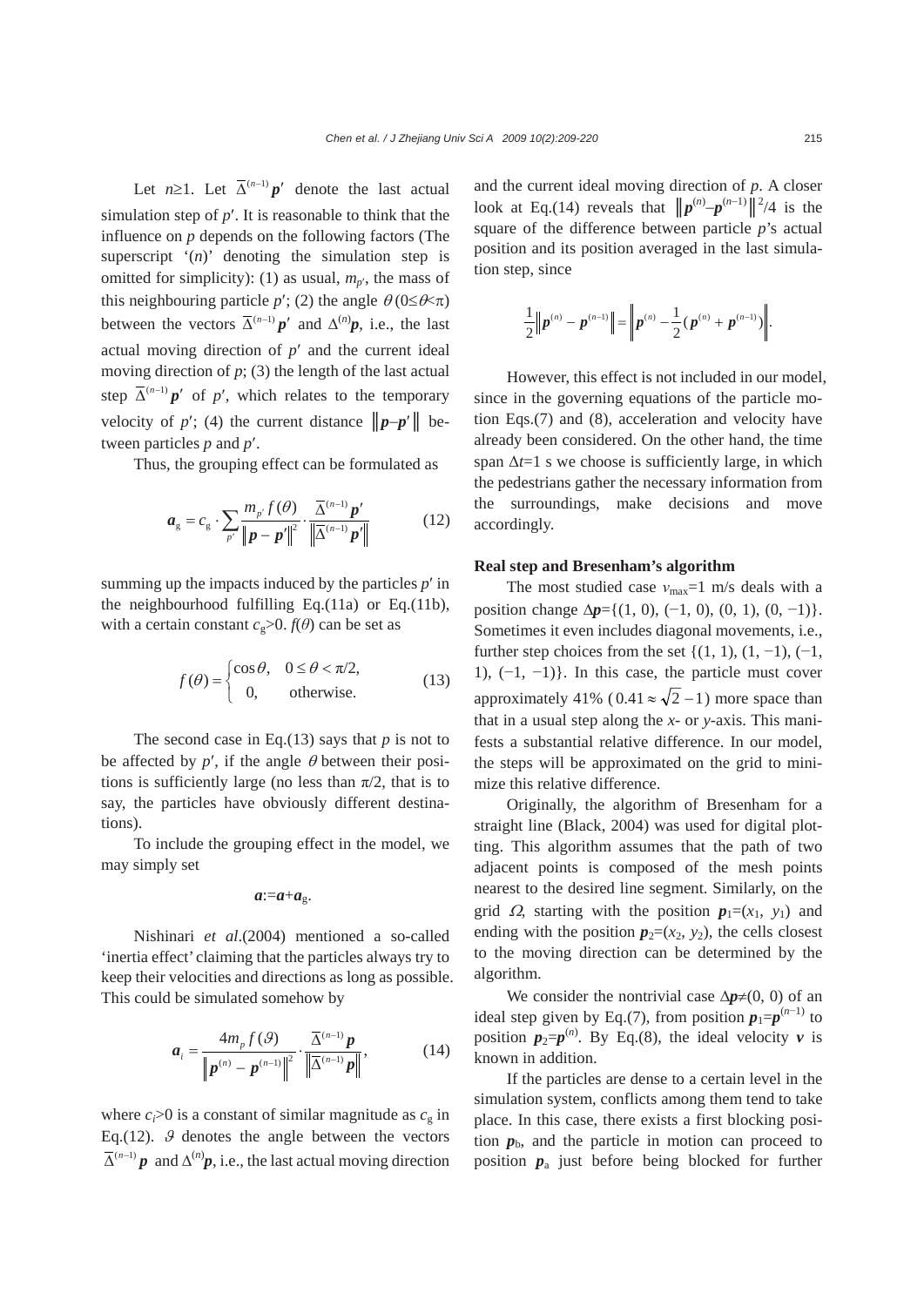Let $n\geq 1$. Let $\overline{\Delta}^{(n-1)}\boldsymbol{p}'$ denote the last actual simulation step of $p'$. It is reasonable to think that the influence on $p$ depends on the following factors (The superscript '($n$)' denoting the simulation step is omitted for simplicity): (1) as usual, $m_{p'}$, the mass of this neighbouring particle $p'$; (2) the angle $\theta$ $(0\leq\theta<\pi)$ between the vectors $\overline{\Delta}^{(n-1)}\boldsymbol{p}'$ and $\Delta^{(n)}\boldsymbol{p}$, i.e., the last actual moving direction of $p'$ and the current ideal moving direction of $p$; (3) the length of the last actual step $\overline{\Delta}^{(n-1)}\boldsymbol{p}'$ of $p'$, which relates to the temporary velocity of $p'$; (4) the current distance $\|\boldsymbol{p}-\boldsymbol{p}'\|$ between particles $p$ and $p'$.

Thus, the grouping effect can be formulated as

$$\boldsymbol{a}_{\mathrm{g}} = c_{\mathrm{g}} \cdot \sum_{p'} \frac{m_{p'} f(\theta)}{\|\boldsymbol{p}-\boldsymbol{p}'\|^2} \cdot \frac{\overline{\Delta}^{(n-1)}\boldsymbol{p}'}{\|\overline{\Delta}^{(n-1)}\boldsymbol{p}'\|} \tag{12}$$

summing up the impacts induced by the particles $p'$ in the neighbourhood fulfilling Eq.(11a) or Eq.(11b), with a certain constant $c_{\mathrm{g}}>0$. $f(\theta)$ can be set as

$$f(\theta) = \begin{cases} \cos\theta, & 0\leq\theta<\pi/2, \\ 0, & \text{otherwise.} \end{cases} \tag{13}$$

The second case in Eq.(13) says that $p$ is not to be affected by $p'$, if the angle $\theta$ between their positions is sufficiently large (no less than $\pi/2$, that is to say, the particles have obviously different destinations).

To include the grouping effect in the model, we may simply set

$$\boldsymbol{a} := \boldsymbol{a} + \boldsymbol{a}_{\mathrm{g}}.$$

Nishinari *et al*.(2004) mentioned a so-called 'inertia effect' claiming that the particles always try to keep their velocities and directions as long as possible. This could be simulated somehow by

$$\boldsymbol{a}_i = \frac{4m_p f(\vartheta)}{\|\boldsymbol{p}^{(n)}-\boldsymbol{p}^{(n-1)}\|^2} \cdot \frac{\overline{\Delta}^{(n-1)}\boldsymbol{p}}{\|\overline{\Delta}^{(n-1)}\boldsymbol{p}\|}, \tag{14}$$

where $c_i>0$ is a constant of similar magnitude as $c_{\mathrm{g}}$ in Eq.(12). $\vartheta$ denotes the angle between the vectors $\overline{\Delta}^{(n-1)}\boldsymbol{p}$ and $\Delta^{(n)}\boldsymbol{p}$, i.e., the last actual moving direction and the current ideal moving direction of $p$. A closer look at Eq.(14) reveals that $\|\boldsymbol{p}^{(n)}-\boldsymbol{p}^{(n-1)}\|^2/4$ is the square of the difference between particle $p$'s actual position and its position averaged in the last simulation step, since

$$\frac{1}{2}\|\boldsymbol{p}^{(n)}-\boldsymbol{p}^{(n-1)}\| = \left\|\boldsymbol{p}^{(n)} - \frac{1}{2}(\boldsymbol{p}^{(n)}+\boldsymbol{p}^{(n-1)})\right\|.$$

However, this effect is not included in our model, since in the governing equations of the particle motion Eqs.(7) and (8), acceleration and velocity have already been considered. On the other hand, the time span $\Delta t=1$ s we choose is sufficiently large, in which the pedestrians gather the necessary information from the surroundings, make decisions and move accordingly.

### Real step and Bresenham's algorithm

The most studied case $v_{\max}=1$ m/s deals with a position change $\Delta\boldsymbol{p}=\{(1, 0), (-1, 0), (0, 1), (0, -1)\}$. Sometimes it even includes diagonal movements, i.e., further step choices from the set $\{(1, 1), (1, -1), (-1, 1), (-1, -1)\}$. In this case, the particle must cover approximately 41% ($0.41\approx\sqrt{2}-1$) more space than that in a usual step along the $x$- or $y$-axis. This manifests a substantial relative difference. In our model, the steps will be approximated on the grid to minimize this relative difference.

Originally, the algorithm of Bresenham for a straight line (Black, 2004) was used for digital plotting. This algorithm assumes that the path of two adjacent points is composed of the mesh points nearest to the desired line segment. Similarly, on the grid $\Omega$, starting with the position $\boldsymbol{p}_1=(x_1, y_1)$ and ending with the position $\boldsymbol{p}_2=(x_2, y_2)$, the cells closest to the moving direction can be determined by the algorithm.

We consider the nontrivial case $\Delta\boldsymbol{p}\neq(0, 0)$ of an ideal step given by Eq.(7), from position $\boldsymbol{p}_1=\boldsymbol{p}^{(n-1)}$ to position $\boldsymbol{p}_2=\boldsymbol{p}^{(n)}$. By Eq.(8), the ideal velocity $\boldsymbol{v}$ is known in addition.

If the particles are dense to a certain level in the simulation system, conflicts among them tend to take place. In this case, there exists a first blocking position $\boldsymbol{p}_{\mathrm{b}}$, and the particle in motion can proceed to position $\boldsymbol{p}_{\mathrm{a}}$ just before being blocked for further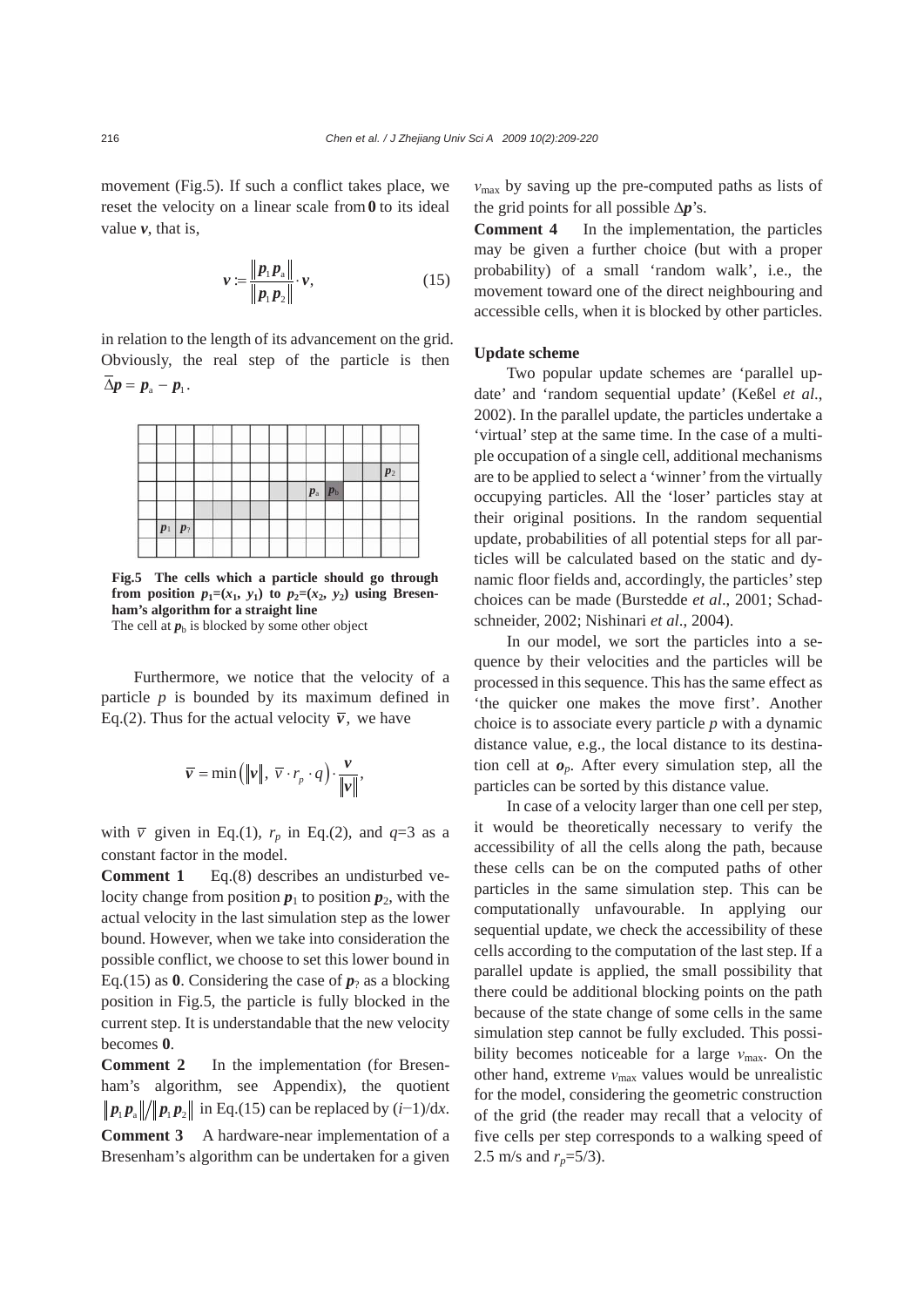movement (Fig.5). If such a conflict takes place, we reset the velocity on a linear scale from **0** to its ideal value $\boldsymbol{v}$, that is,

$$\boldsymbol{v} := \frac{\|\boldsymbol{p}_1\boldsymbol{p}_a\|}{\|\boldsymbol{p}_1\boldsymbol{p}_2\|} \cdot \boldsymbol{v}, \tag{15}$$

in relation to the length of its advancement on the grid. Obviously, the real step of the particle is then $\overline{\Delta}\boldsymbol{p} = \boldsymbol{p}_a - \boldsymbol{p}_1$.

**Fig.5 The cells which a particle should go through from position $p_1=(x_1, y_1)$ to $p_2=(x_2, y_2)$ using Bresenham's algorithm for a straight line**

The cell at $\boldsymbol{p}_b$ is blocked by some other object

Furthermore, we notice that the velocity of a particle $p$ is bounded by its maximum defined in Eq.(2). Thus for the actual velocity $\overline{\boldsymbol{v}}$, we have

$$\overline{\boldsymbol{v}} = \min\left(\|\boldsymbol{v}\|, \ \overline{v} \cdot r_p \cdot q\right) \cdot \frac{\boldsymbol{v}}{\|\boldsymbol{v}\|},$$

with $\overline{v}$ given in Eq.(1), $r_p$ in Eq.(2), and $q$=3 as a constant factor in the model.

**Comment 1** Eq.(8) describes an undisturbed velocity change from position $\boldsymbol{p}_1$ to position $\boldsymbol{p}_2$, with the actual velocity in the last simulation step as the lower bound. However, when we take into consideration the possible conflict, we choose to set this lower bound in Eq.(15) as **0**. Considering the case of $\boldsymbol{p}_?$ as a blocking position in Fig.5, the particle is fully blocked in the current step. It is understandable that the new velocity becomes **0**.

**Comment 2** In the implementation (for Bresenham's algorithm, see Appendix), the quotient $\|\boldsymbol{p}_1\boldsymbol{p}_a\| / \|\boldsymbol{p}_1\boldsymbol{p}_2\|$ in Eq.(15) can be replaced by $(i-1)/\mathrm{d}x$.

**Comment 3** A hardware-near implementation of a Bresenham's algorithm can be undertaken for a given $v_{\max}$ by saving up the pre-computed paths as lists of the grid points for all possible $\Delta\boldsymbol{p}$'s.

**Comment 4** In the implementation, the particles may be given a further choice (but with a proper probability) of a small 'random walk', i.e., the movement toward one of the direct neighbouring and accessible cells, when it is blocked by other particles.

**Update scheme**

Two popular update schemes are 'parallel update' and 'random sequential update' (Keßel *et al*., 2002). In the parallel update, the particles undertake a 'virtual' step at the same time. In the case of a multiple occupation of a single cell, additional mechanisms are to be applied to select a 'winner' from the virtually occupying particles. All the 'loser' particles stay at their original positions. In the random sequential update, probabilities of all potential steps for all particles will be calculated based on the static and dynamic floor fields and, accordingly, the particles' step choices can be made (Burstedde *et al*., 2001; Schadschneider, 2002; Nishinari *et al*., 2004).

In our model, we sort the particles into a sequence by their velocities and the particles will be processed in this sequence. This has the same effect as 'the quicker one makes the move first'. Another choice is to associate every particle $p$ with a dynamic distance value, e.g., the local distance to its destination cell at $\boldsymbol{o}_p$. After every simulation step, all the particles can be sorted by this distance value.

In case of a velocity larger than one cell per step, it would be theoretically necessary to verify the accessibility of all the cells along the path, because these cells can be on the computed paths of other particles in the same simulation step. This can be computationally unfavourable. In applying our sequential update, we check the accessibility of these cells according to the computation of the last step. If a parallel update is applied, the small possibility that there could be additional blocking points on the path because of the state change of some cells in the same simulation step cannot be fully excluded. This possibility becomes noticeable for a large $v_{\max}$. On the other hand, extreme $v_{\max}$ values would be unrealistic for the model, considering the geometric construction of the grid (the reader may recall that a velocity of five cells per step corresponds to a walking speed of 2.5 m/s and $r_p$=5/3).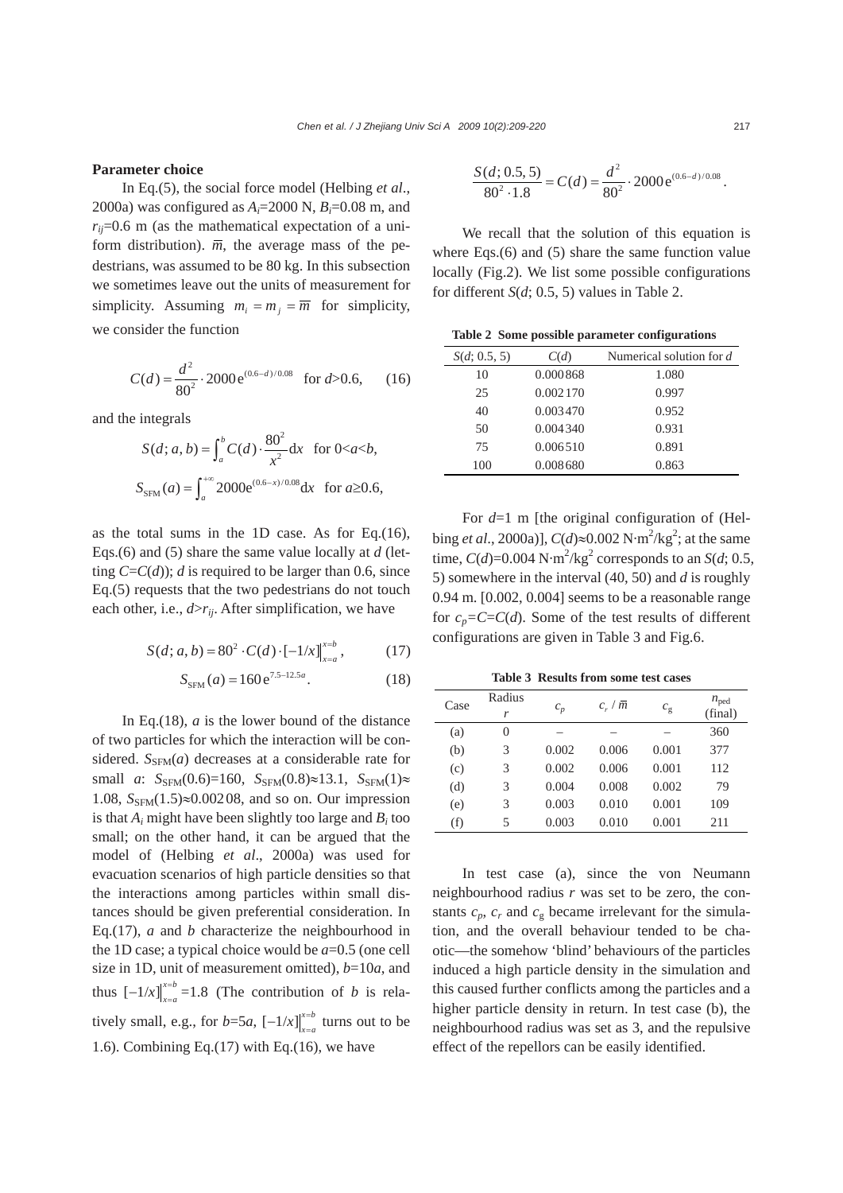**Parameter choice**

In Eq.(5), the social force model (Helbing *et al*., 2000a) was configured as $A_i$=2000 N, $B_i$=0.08 m, and $r_{ij}$=0.6 m (as the mathematical expectation of a uniform distribution). $\overline{m}$, the average mass of the pedestrians, was assumed to be 80 kg. In this subsection we sometimes leave out the units of measurement for simplicity. Assuming $m_i = m_j = \overline{m}$ for simplicity, we consider the function

$$C(d) = \frac{d^2}{80^2} \cdot 2000\,\mathrm{e}^{(0.6-d)/0.08} \quad \text{for } d>0.6, \qquad (16)$$

and the integrals

$$S(d;a,b) = \int_a^b C(d) \cdot \frac{80^2}{x^2} \mathrm{d}x \quad \text{for } 0<a<b,$$

$$S_{\mathrm{SFM}}(a) = \int_a^{+\infty} 2000\mathrm{e}^{(0.6-x)/0.08} \mathrm{d}x \quad \text{for } a \geq 0.6,$$

as the total sums in the 1D case. As for Eq.(16), Eqs.(6) and (5) share the same value locally at $d$ (letting $C=C(d)$); $d$ is required to be larger than 0.6, since Eq.(5) requests that the two pedestrians do not touch each other, i.e., $d>r_{ij}$. After simplification, we have

$$S(d;a,b) = 80^2 \cdot C(d) \cdot [-1/x]\Big|_{x=a}^{x=b}, \qquad (17)$$

$$S_{\mathrm{SFM}}(a) = 160\,\mathrm{e}^{7.5-12.5a}. \qquad (18)$$

In Eq.(18), $a$ is the lower bound of the distance of two particles for which the interaction will be considered. $S_{\mathrm{SFM}}(a)$ decreases at a considerable rate for small $a$: $S_{\mathrm{SFM}}(0.6)$=160, $S_{\mathrm{SFM}}(0.8)\approx$13.1, $S_{\mathrm{SFM}}(1)\approx$1.08, $S_{\mathrm{SFM}}(1.5)\approx$0.00208, and so on. Our impression is that $A_i$ might have been slightly too large and $B_i$ too small; on the other hand, it can be argued that the model of (Helbing *et al*., 2000a) was used for evacuation scenarios of high particle densities so that the interactions among particles within small distances should be given preferential consideration. In Eq.(17), $a$ and $b$ characterize the neighbourhood in the 1D case; a typical choice would be $a$=0.5 (one cell size in 1D, unit of measurement omitted), $b$=10$a$, and thus $[-1/x]\Big|_{x=a}^{x=b}$=1.8 (The contribution of $b$ is relatively small, e.g., for $b$=5$a$, $[-1/x]\Big|_{x=a}^{x=b}$ turns out to be 1.6). Combining Eq.(17) with Eq.(16), we have

$$\frac{S(d;0.5,5)}{80^2 \cdot 1.8} = C(d) = \frac{d^2}{80^2} \cdot 2000\,\mathrm{e}^{(0.6-d)/0.08}.$$

We recall that the solution of this equation is where Eqs.(6) and (5) share the same function value locally (Fig.2). We list some possible configurations for different $S(d; 0.5, 5)$ values in Table 2.

**Table 2 Some possible parameter configurations**

| $S(d; 0.5, 5)$ | $C(d)$ | Numerical solution for $d$ |
|---|---|---|
| 10 | 0.000868 | 1.080 |
| 25 | 0.002170 | 0.997 |
| 40 | 0.003470 | 0.952 |
| 50 | 0.004340 | 0.931 |
| 75 | 0.006510 | 0.891 |
| 100 | 0.008680 | 0.863 |

For $d$=1 m [the original configuration of (Helbing *et al*., 2000a)], $C(d)\approx0.002$ N·m$^2$/kg$^2$; at the same time, $C(d)$=0.004 N·m$^2$/kg$^2$ corresponds to an $S(d$; 0.5, 5) somewhere in the interval (40, 50) and $d$ is roughly 0.94 m. [0.002, 0.004] seems to be a reasonable range for $c_p=C=C(d)$. Some of the test results of different configurations are given in Table 3 and Fig.6.

**Table 3 Results from some test cases**

| Case | Radius $r$ | $c_p$ | $c_r / \overline{m}$ | $c_{\mathrm{g}}$ | $n_{\mathrm{ped}}$ (final) |
|---|---|---|---|---|---|
| (a) | 0 | – | – | – | 360 |
| (b) | 3 | 0.002 | 0.006 | 0.001 | 377 |
| (c) | 3 | 0.002 | 0.006 | 0.001 | 112 |
| (d) | 3 | 0.004 | 0.008 | 0.002 | 79 |
| (e) | 3 | 0.003 | 0.010 | 0.001 | 109 |
| (f) | 5 | 0.003 | 0.010 | 0.001 | 211 |

In test case (a), since the von Neumann neighbourhood radius $r$ was set to be zero, the constants $c_p$, $c_r$ and $c_{\mathrm{g}}$ became irrelevant for the simulation, and the overall behaviour tended to be chaotic—the somehow 'blind' behaviours of the particles induced a high particle density in the simulation and this caused further conflicts among the particles and a higher particle density in return. In test case (b), the neighbourhood radius was set as 3, and the repulsive effect of the repellors can be easily identified.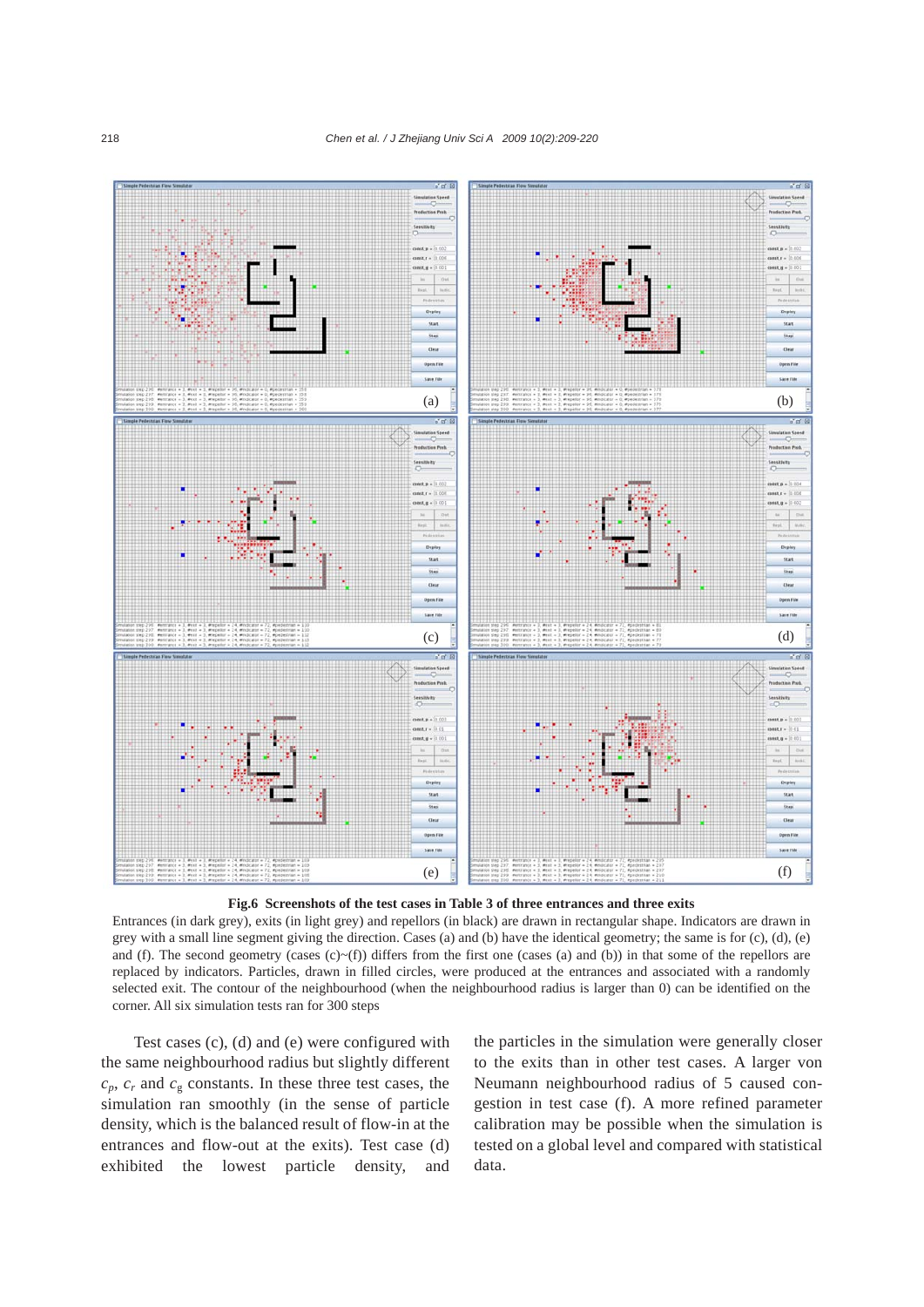**Fig.6 Screenshots of the test cases in Table 3 of three entrances and three exits**

Entrances (in dark grey), exits (in light grey) and repellors (in black) are drawn in rectangular shape. Indicators are drawn in grey with a small line segment giving the direction. Cases (a) and (b) have the identical geometry; the same is for (c), (d), (e) and (f). The second geometry (cases (c)~(f)) differs from the first one (cases (a) and (b)) in that some of the repellors are replaced by indicators. Particles, drawn in filled circles, were produced at the entrances and associated with a randomly selected exit. The contour of the neighbourhood (when the neighbourhood radius is larger than 0) can be identified on the corner. All six simulation tests ran for 300 steps

Test cases (c), (d) and (e) were configured with the same neighbourhood radius but slightly different $c_p$, $c_r$ and $c_g$ constants. In these three test cases, the simulation ran smoothly (in the sense of particle density, which is the balanced result of flow-in at the entrances and flow-out at the exits). Test case (d) exhibited the lowest particle density, and the particles in the simulation were generally closer to the exits than in other test cases. A larger von Neumann neighbourhood radius of 5 caused congestion in test case (f). A more refined parameter calibration may be possible when the simulation is tested on a global level and compared with statistical data.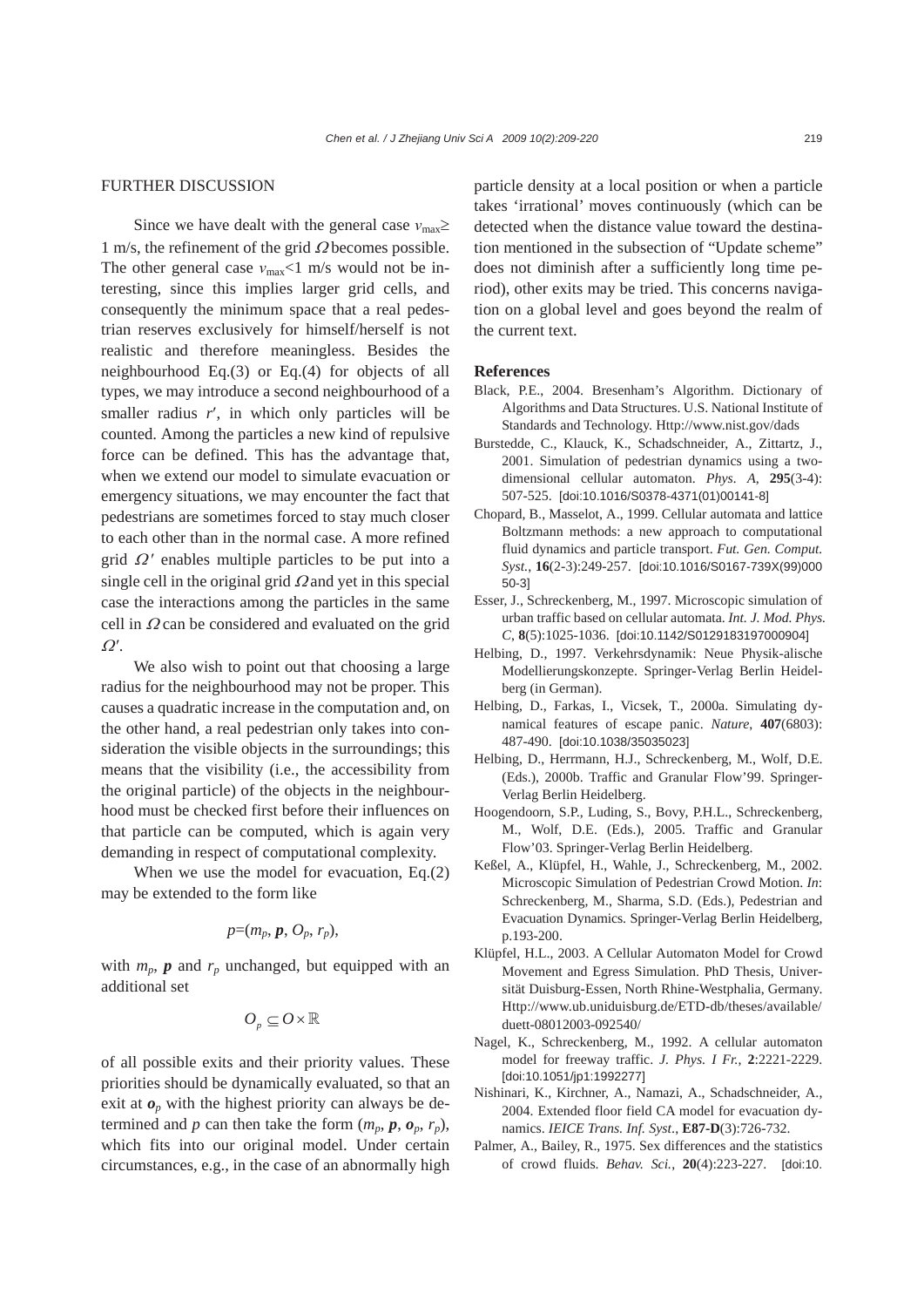## FURTHER DISCUSSION

Since we have dealt with the general case $v_{max} \geq$ 1 m/s, the refinement of the grid $\Omega$ becomes possible. The other general case $v_{max} < 1$ m/s would not be interesting, since this implies larger grid cells, and consequently the minimum space that a real pedestrian reserves exclusively for himself/herself is not realistic and therefore meaningless. Besides the neighbourhood Eq.(3) or Eq.(4) for objects of all types, we may introduce a second neighbourhood of a smaller radius $r'$, in which only particles will be counted. Among the particles a new kind of repulsive force can be defined. This has the advantage that, when we extend our model to simulate evacuation or emergency situations, we may encounter the fact that pedestrians are sometimes forced to stay much closer to each other than in the normal case. A more refined grid $\Omega'$ enables multiple particles to be put into a single cell in the original grid $\Omega$ and yet in this special case the interactions among the particles in the same cell in $\Omega$ can be considered and evaluated on the grid $\Omega'$.

We also wish to point out that choosing a large radius for the neighbourhood may not be proper. This causes a quadratic increase in the computation and, on the other hand, a real pedestrian only takes into consideration the visible objects in the surroundings; this means that the visibility (i.e., the accessibility from the original particle) of the objects in the neighbourhood must be checked first before their influences on that particle can be computed, which is again very demanding in respect of computational complexity.

When we use the model for evacuation, Eq.(2) may be extended to the form like

$$p=(m_p, \boldsymbol{p}, O_p, r_p),$$

with $m_p$, $\boldsymbol{p}$ and $r_p$ unchanged, but equipped with an additional set

$$O_p \subseteq O \times \mathbb{R}$$

of all possible exits and their priority values. These priorities should be dynamically evaluated, so that an exit at $\boldsymbol{o}_p$ with the highest priority can always be determined and $p$ can then take the form $(m_p, \boldsymbol{p}, \boldsymbol{o}_p, r_p)$, which fits into our original model. Under certain circumstances, e.g., in the case of an abnormally high particle density at a local position or when a particle takes 'irrational' moves continuously (which can be detected when the distance value toward the destination mentioned in the subsection of "Update scheme" does not diminish after a sufficiently long time period), other exits may be tried. This concerns navigation on a global level and goes beyond the realm of the current text.

## References

Black, P.E., 2004. Bresenham's Algorithm. Dictionary of Algorithms and Data Structures. U.S. National Institute of Standards and Technology. Http://www.nist.gov/dads

Burstedde, C., Klauck, K., Schadschneider, A., Zittartz, J., 2001. Simulation of pedestrian dynamics using a two-dimensional cellular automaton. *Phys. A*, **295**(3-4): 507-525. [doi:10.1016/S0378-4371(01)00141-8]

Chopard, B., Masselot, A., 1999. Cellular automata and lattice Boltzmann methods: a new approach to computational fluid dynamics and particle transport. *Fut. Gen. Comput. Syst.*, **16**(2-3):249-257. [doi:10.1016/S0167-739X(99)00050-3]

Esser, J., Schreckenberg, M., 1997. Microscopic simulation of urban traffic based on cellular automata. *Int. J. Mod. Phys. C*, **8**(5):1025-1036. [doi:10.1142/S0129183197000904]

Helbing, D., 1997. Verkehrsdynamik: Neue Physik-alische Modellierungskonzepte. Springer-Verlag Berlin Heidelberg (in German).

Helbing, D., Farkas, I., Vicsek, T., 2000a. Simulating dynamical features of escape panic. *Nature*, **407**(6803): 487-490. [doi:10.1038/35035023]

Helbing, D., Herrmann, H.J., Schreckenberg, M., Wolf, D.E. (Eds.), 2000b. Traffic and Granular Flow'99. Springer-Verlag Berlin Heidelberg.

Hoogendoorn, S.P., Luding, S., Bovy, P.H.L., Schreckenberg, M., Wolf, D.E. (Eds.), 2005. Traffic and Granular Flow'03. Springer-Verlag Berlin Heidelberg.

Keßel, A., Klüpfel, H., Wahle, J., Schreckenberg, M., 2002. Microscopic Simulation of Pedestrian Crowd Motion. *In*: Schreckenberg, M., Sharma, S.D. (Eds.), Pedestrian and Evacuation Dynamics. Springer-Verlag Berlin Heidelberg, p.193-200.

Klüpfel, H.L., 2003. A Cellular Automaton Model for Crowd Movement and Egress Simulation. PhD Thesis, Universität Duisburg-Essen, North Rhine-Westphalia, Germany. Http://www.ub.uniduisburg.de/ETD-db/theses/available/duett-08012003-092540/

Nagel, K., Schreckenberg, M., 1992. A cellular automaton model for freeway traffic. *J. Phys. I Fr.*, **2**:2221-2229. [doi:10.1051/jp1:1992277]

Nishinari, K., Kirchner, A., Namazi, A., Schadschneider, A., 2004. Extended floor field CA model for evacuation dynamics. *IEICE Trans. Inf. Syst.*, **E87-D**(3):726-732.

Palmer, A., Bailey, R., 1975. Sex differences and the statistics of crowd fluids. *Behav. Sci.*, **20**(4):223-227. [doi:10.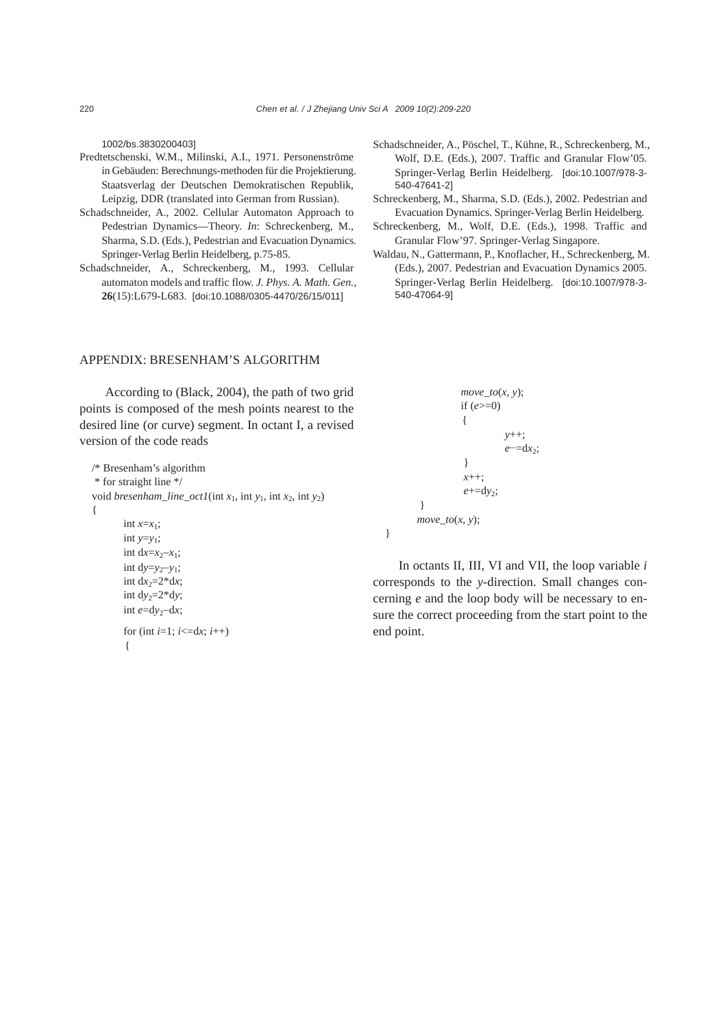1002/bs.3830200403]

Predtetschenski, W.M., Milinski, A.I., 1971. Personenströme in Gebäuden: Berechnungs-methoden für die Projektierung. Staatsverlag der Deutschen Demokratischen Republik, Leipzig, DDR (translated into German from Russian).

Schadschneider, A., 2002. Cellular Automaton Approach to Pedestrian Dynamics—Theory. *In*: Schreckenberg, M., Sharma, S.D. (Eds.), Pedestrian and Evacuation Dynamics. Springer-Verlag Berlin Heidelberg, p.75-85.

Schadschneider, A., Schreckenberg, M., 1993. Cellular automaton models and traffic flow. *J. Phys. A. Math. Gen.*, **26**(15):L679-L683. [doi:10.1088/0305-4470/26/15/011]

Schadschneider, A., Pöschel, T., Kühne, R., Schreckenberg, M., Wolf, D.E. (Eds.), 2007. Traffic and Granular Flow'05. Springer-Verlag Berlin Heidelberg. [doi:10.1007/978-3-540-47641-2]

Schreckenberg, M., Sharma, S.D. (Eds.), 2002. Pedestrian and Evacuation Dynamics. Springer-Verlag Berlin Heidelberg.

Schreckenberg, M., Wolf, D.E. (Eds.), 1998. Traffic and Granular Flow'97. Springer-Verlag Singapore.

Waldau, N., Gattermann, P., Knoflacher, H., Schreckenberg, M. (Eds.), 2007. Pedestrian and Evacuation Dynamics 2005. Springer-Verlag Berlin Heidelberg. [doi:10.1007/978-3-540-47064-9]

## APPENDIX: BRESENHAM'S ALGORITHM

According to (Black, 2004), the path of two grid points is composed of the mesh points nearest to the desired line (or curve) segment. In octant I, a revised version of the code reads

```
/* Bresenham's algorithm
 * for straight line */
void bresenham_line_oct1(int x1, int y1, int x2, int y2)
{
    int x=x1;
    int y=y1;
    int dx=x2–x1;
    int dy=y2–y1;
    int dx2=2*dx;
    int dy2=2*dy;
    int e=dy2–dx;
    for (int i=1; i<=dx; i++)
    {
        move_to(x, y);
        if (e>=0)
        {
            y++;
            e–=dx2;
        }
        x++;
        e+=dy2;
    }
    move_to(x, y);
}
```

In octants II, III, VI and VII, the loop variable $i$ corresponds to the $y$-direction. Small changes concerning $e$ and the loop body will be necessary to ensure the correct proceeding from the start point to the end point.